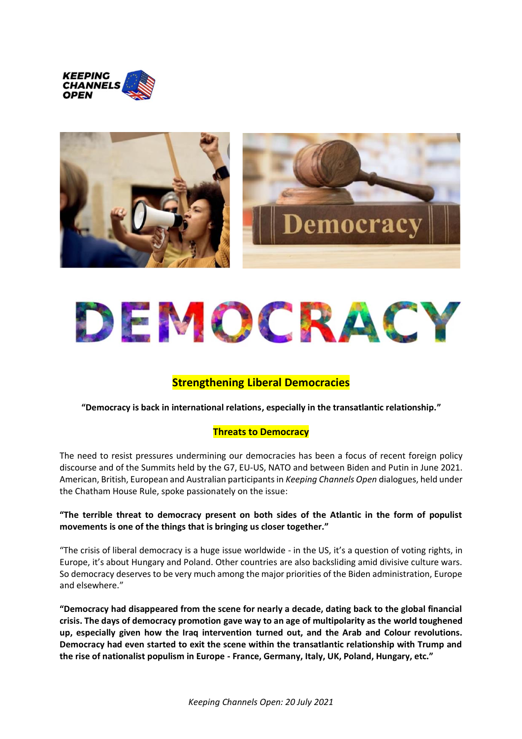# DEMOCRACY

## Strengthening Liberal Democracies

**"Democracy is back in international relations, especially in the transatlantic relationship."**

### Threats to Democracy

The need to resist pressures undermining our democracies has been a focus of recent foreign policy discourse and of the Summits held by the G7, EU-US, NATO and between Biden and Putin in June 2021. American, British, European and Australian participants in *Keeping Channels Open* dialogues, held under the Chatham House Rule, spoke passionately on the issue:

**"The terrible threat to democracy present on both sides of the Atlantic in the form of populist movements is one of the things that is bringing us closer together."**

"The crisis of liberal democracy is a huge issue worldwide - in the US, it's a question of voting rights, in Europe, it's about Hungary and Poland. Other countries are also backsliding amid divisive culture wars. So democracy deserves to be very much among the major priorities of the Biden administration, Europe and elsewhere."

**"Democracy had disappeared from the scene for nearly a decade, dating back to the global financial crisis. The days of democracy promotion gave way to an age of multipolarity as the world toughened up, especially given how the Iraq intervention turned out, and the Arab and Colour revolutions. Democracy had even started to exit the scene within the transatlantic relationship with Trump and the rise of nationalist populism in Europe - France, Germany, Italy, UK, Poland, Hungary, etc."**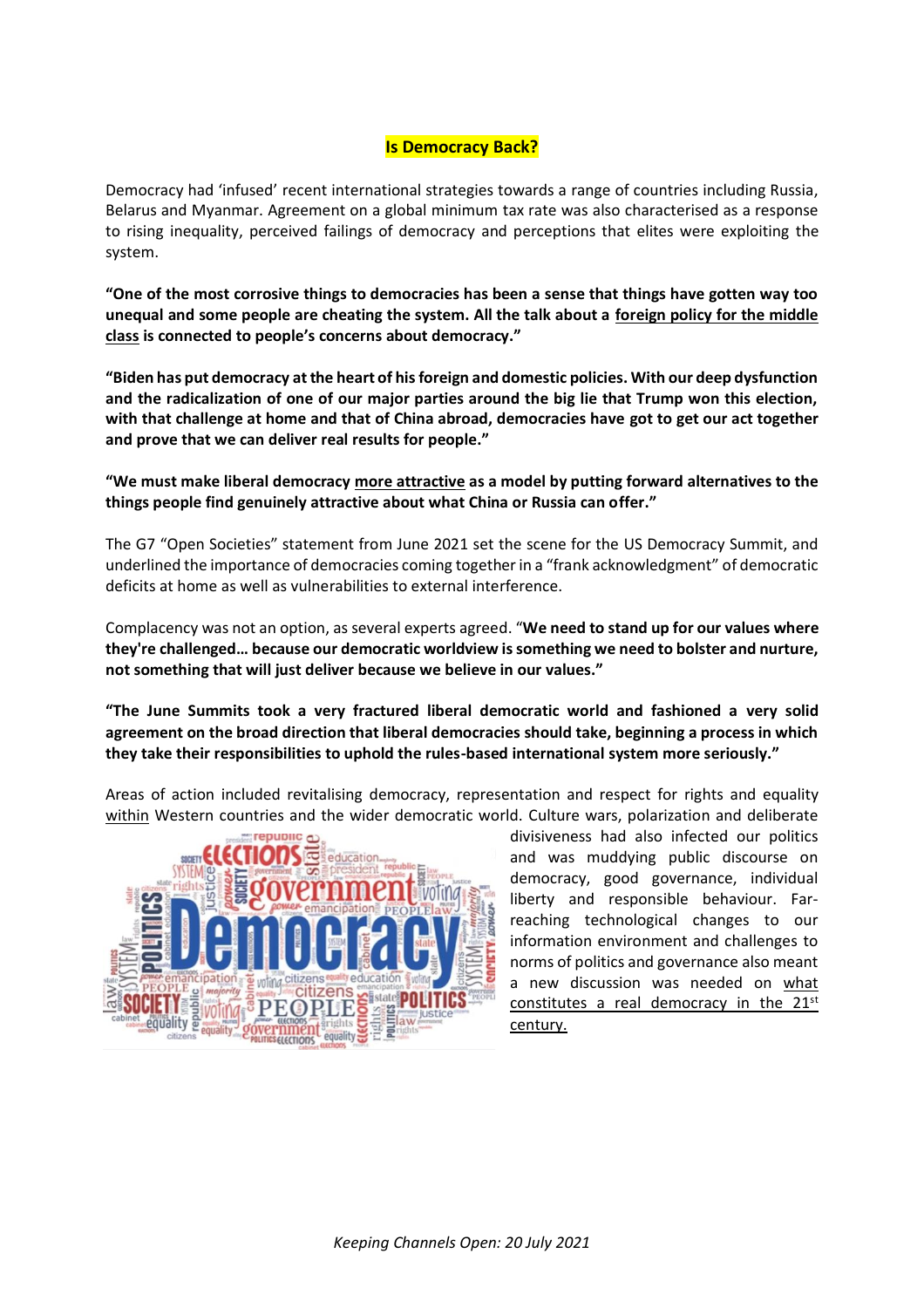# Is Democracy Back?

Democracy had 'infused' recent international strategies towards a range of countries including Russia, Belarus and Myanmar. Agreement on a global minimum tax rate was also characterised as a response to rising inequality, perceived failings of democracy and perceptions that elites were exploiting the system.

**"One of the most corrosive things to democracies has been a sense that things have gotten way too unequal and some people are cheating the system. All the talk about a foreign policy for the middle class is connected to people's concerns about democracy."**

**"Biden has put democracy at the heart of his foreign and domestic policies. With our deep dysfunction and the radicalization of one of our major parties around the big lie that Trump won this election, with that challenge at home and that of China abroad, democracies have got to get our act together and prove that we can deliver real results for people."**

**"We must make liberal democracy more attractive as a model by putting forward alternatives to the things people find genuinely attractive about what China or Russia can offer."**

The G7 "Open Societies" statement from June 2021 set the scene for the US Democracy Summit, and underlined the importance of democracies coming together in a "frank acknowledgment" of democratic deficits at home as well as vulnerabilities to external interference.

Complacency was not an option, as several experts agreed. "**We need to stand up for our values where they're challenged… because our democratic worldview is something we need to bolster and nurture, not something that will just deliver because we believe in our values."**

**"The June Summits took a very fractured liberal democratic world and fashioned a very solid agreement on the broad direction that liberal democracies should take, beginning a process in which they take their responsibilities to uphold the rules-based international system more seriously."**

Areas of action included revitalising democracy, representation and respect for rights and equality within Western countries and the wider democratic world. Culture wars, polarization and deliberate divisiveness had also infected our politics and was muddying public discourse on democracy, good governance, individual liberty and responsible behaviour. Far-reaching technological changes to our information environment and challenges to norms of politics and governance also meant a new discussion was needed on what constitutes a real democracy in the 21st century.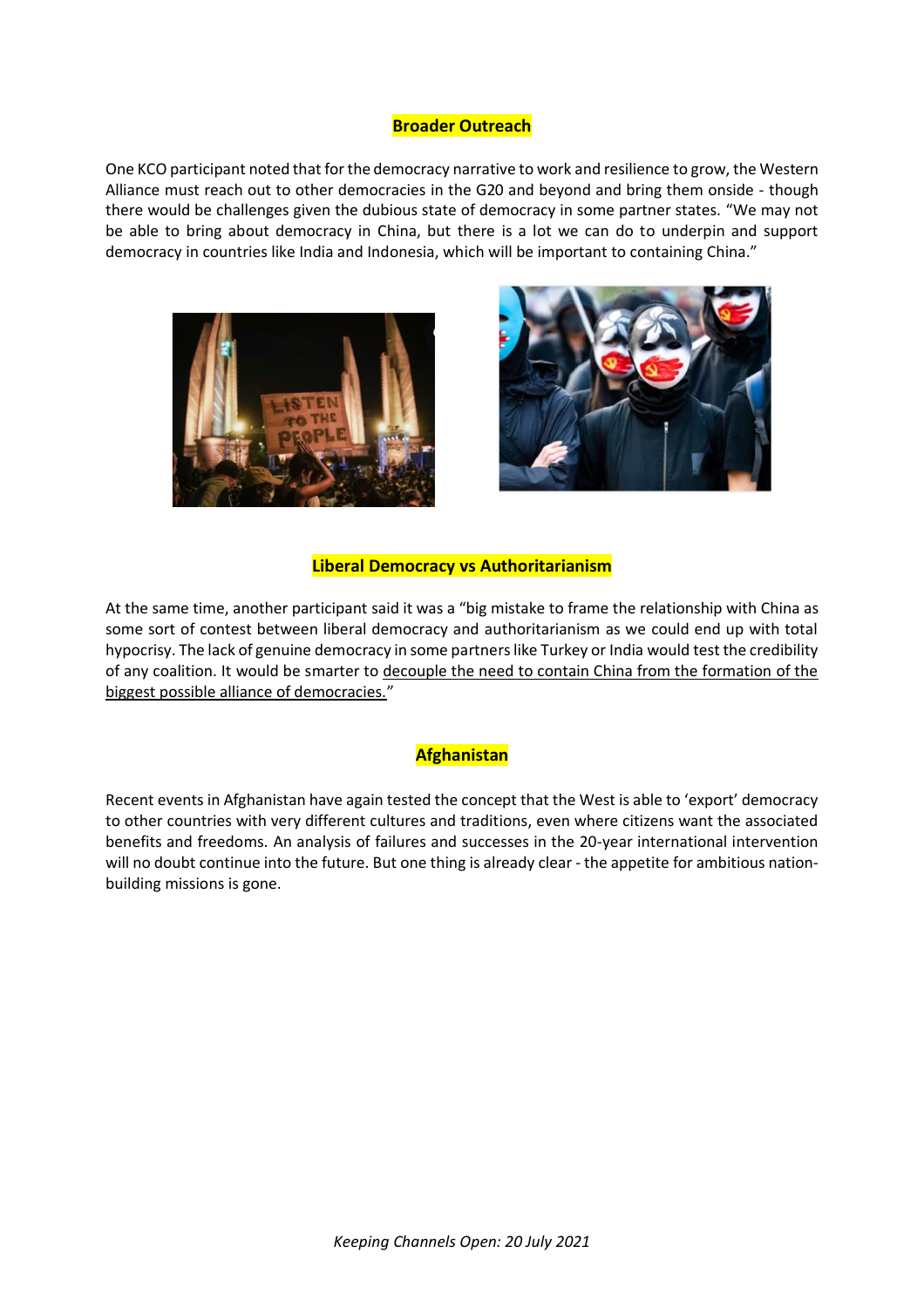## Broader Outreach

One KCO participant noted that for the democracy narrative to work and resilience to grow, the Western Alliance must reach out to other democracies in the G20 and beyond and bring them onside - though there would be challenges given the dubious state of democracy in some partner states. "We may not be able to bring about democracy in China, but there is a lot we can do to underpin and support democracy in countries like India and Indonesia, which will be important to containing China."

## Liberal Democracy vs Authoritarianism

At the same time, another participant said it was a "big mistake to frame the relationship with China as some sort of contest between liberal democracy and authoritarianism as we could end up with total hypocrisy. The lack of genuine democracy in some partners like Turkey or India would test the credibility of any coalition. It would be smarter to decouple the need to contain China from the formation of the biggest possible alliance of democracies."

## Afghanistan

Recent events in Afghanistan have again tested the concept that the West is able to 'export' democracy to other countries with very different cultures and traditions, even where citizens want the associated benefits and freedoms. An analysis of failures and successes in the 20-year international intervention will no doubt continue into the future. But one thing is already clear - the appetite for ambitious nation-building missions is gone.